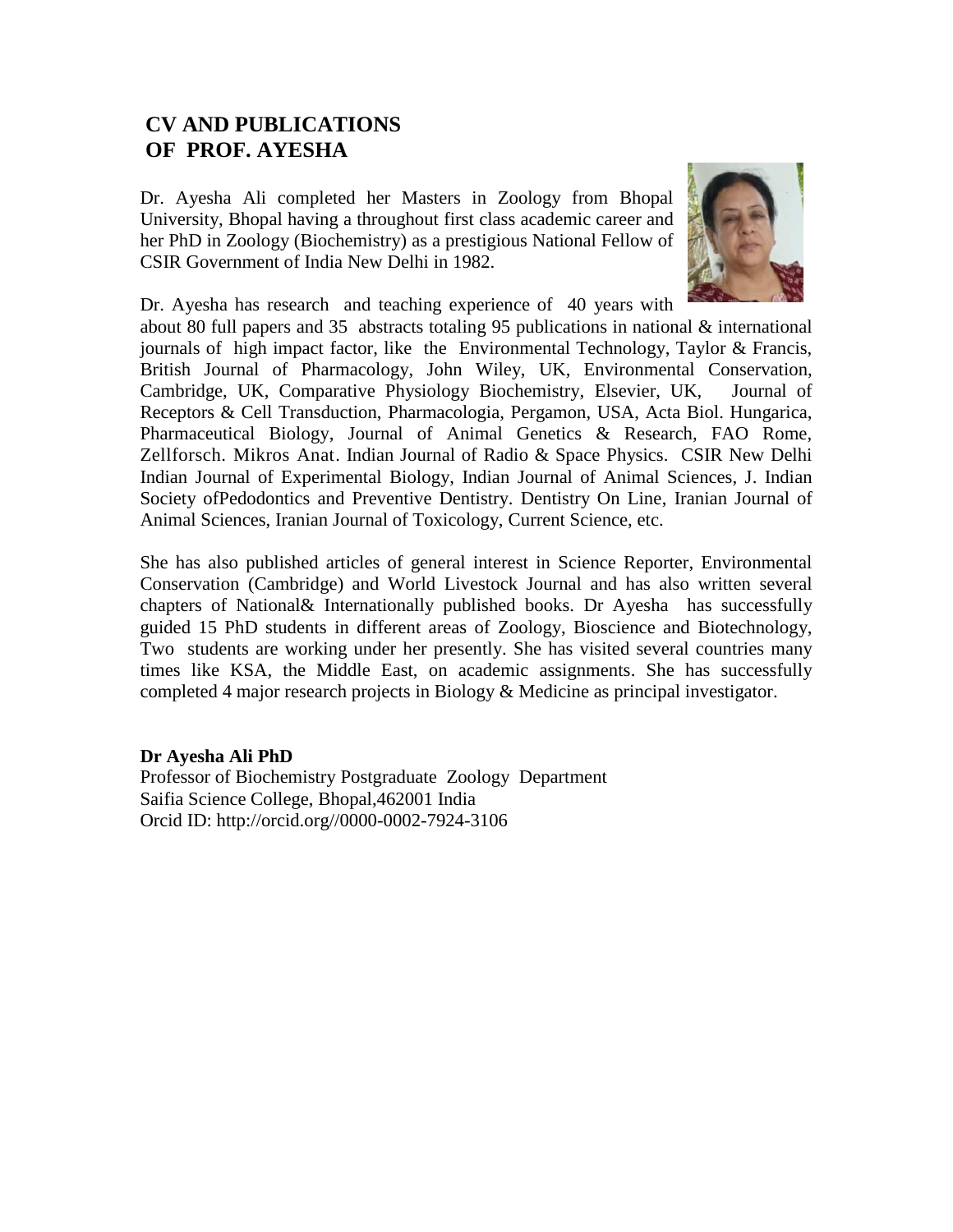# CV AND PUBLICATIONS OF PROF. AYESHA

Dr. Ayesha Ali completed her Masters in Zoology from Bhopal University, Bhopal having a throughout first class academic career and her PhD in Zoology (Biochemistry) as a prestigious National Fellow of CSIR Government of India New Delhi in 1982.

Dr. Ayesha has research and teaching experience of 40 years with about 80 full papers and 35 abstracts totaling 95 publications in national & international journals of high impact factor, like the Environmental Technology, Taylor & Francis, British Journal of Pharmacology, John Wiley, UK, Environmental Conservation, Cambridge, UK, Comparative Physiology Biochemistry, Elsevier, UK, Journal of Receptors & Cell Transduction, Pharmacologia, Pergamon, USA, Acta Biol. Hungarica, Pharmaceutical Biology, Journal of Animal Genetics & Research, FAO Rome, Zellforsch. Mikros Anat. Indian Journal of Radio & Space Physics. CSIR New Delhi Indian Journal of Experimental Biology, Indian Journal of Animal Sciences, J. Indian Society ofPedodontics and Preventive Dentistry. Dentistry On Line, Iranian Journal of Animal Sciences, Iranian Journal of Toxicology, Current Science, etc.

She has also published articles of general interest in Science Reporter, Environmental Conservation (Cambridge) and World Livestock Journal and has also written several chapters of National& Internationally published books. Dr Ayesha has successfully guided 15 PhD students in different areas of Zoology, Bioscience and Biotechnology, Two students are working under her presently. She has visited several countries many times like KSA, the Middle East, on academic assignments. She has successfully completed 4 major research projects in Biology & Medicine as principal investigator.

**Dr Ayesha Ali PhD**
Professor of Biochemistry Postgraduate Zoology Department
Saifia Science College, Bhopal,462001 India
Orcid ID: http://orcid.org//0000-0002-7924-3106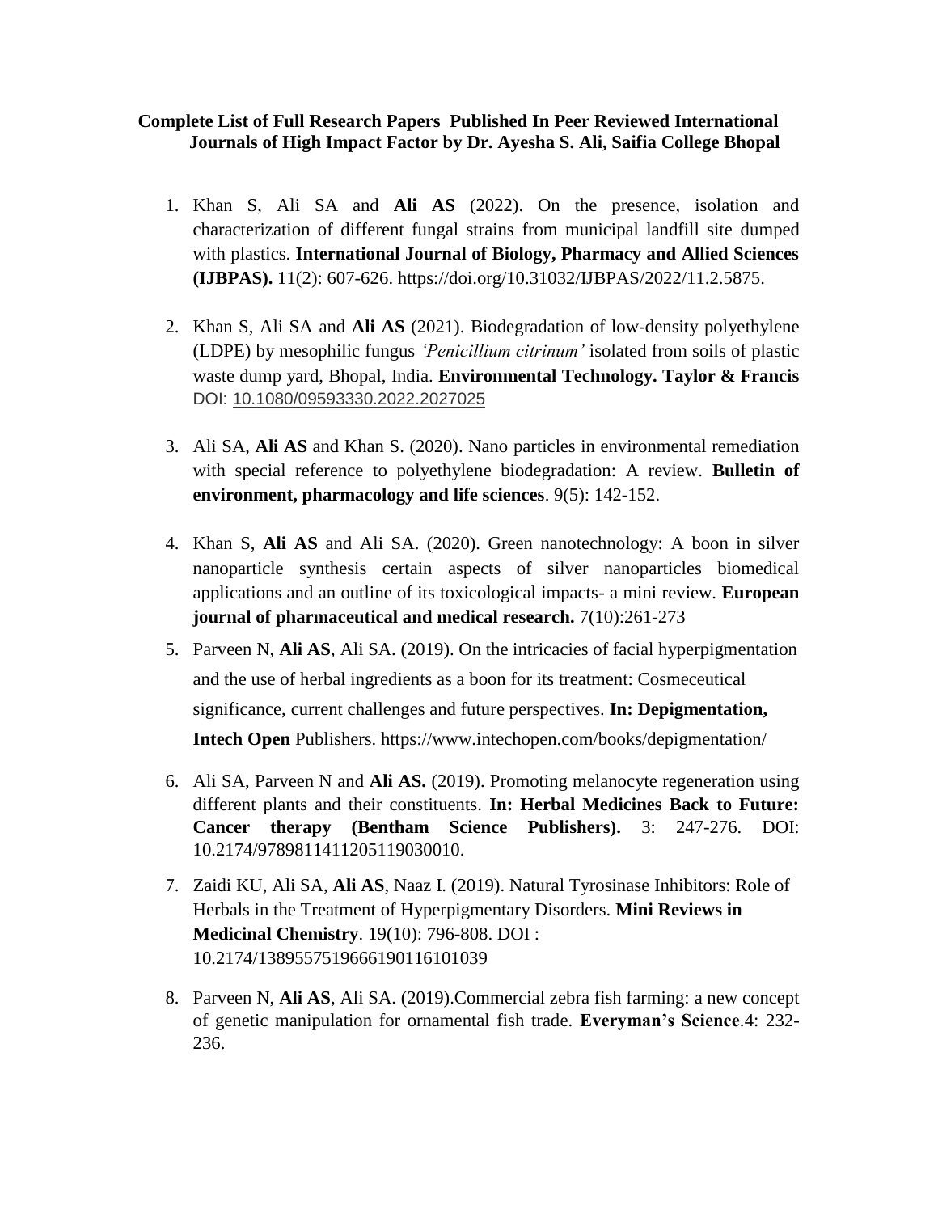**Complete List of Full Research Papers Published In Peer Reviewed International Journals of High Impact Factor by Dr. Ayesha S. Ali, Saifia College Bhopal**

1. Khan S, Ali SA and **Ali AS** (2022). On the presence, isolation and characterization of different fungal strains from municipal landfill site dumped with plastics. **International Journal of Biology, Pharmacy and Allied Sciences (IJBPAS).** 11(2): 607-626. https://doi.org/10.31032/IJBPAS/2022/11.2.5875.

2. Khan S, Ali SA and **Ali AS** (2021). Biodegradation of low-density polyethylene (LDPE) by mesophilic fungus *'Penicillium citrinum'* isolated from soils of plastic waste dump yard, Bhopal, India. **Environmental Technology. Taylor & Francis** DOI: 10.1080/09593330.2022.2027025

3. Ali SA, **Ali AS** and Khan S. (2020). Nano particles in environmental remediation with special reference to polyethylene biodegradation: A review. **Bulletin of environment, pharmacology and life sciences**. 9(5): 142-152.

4. Khan S, **Ali AS** and Ali SA. (2020). Green nanotechnology: A boon in silver nanoparticle synthesis certain aspects of silver nanoparticles biomedical applications and an outline of its toxicological impacts- a mini review. **European journal of pharmaceutical and medical research.** 7(10):261-273

5. Parveen N, **Ali AS**, Ali SA. (2019). On the intricacies of facial hyperpigmentation and the use of herbal ingredients as a boon for its treatment: Cosmeceutical significance, current challenges and future perspectives. **In: Depigmentation, Intech Open** Publishers. https://www.intechopen.com/books/depigmentation/

6. Ali SA, Parveen N and **Ali AS.** (2019). Promoting melanocyte regeneration using different plants and their constituents. **In: Herbal Medicines Back to Future: Cancer therapy (Bentham Science Publishers).** 3: 247-276. DOI: 10.2174/9789811411205119030010.

7. Zaidi KU, Ali SA, **Ali AS**, Naaz I. (2019). Natural Tyrosinase Inhibitors: Role of Herbals in the Treatment of Hyperpigmentary Disorders. **Mini Reviews in Medicinal Chemistry**. 19(10): 796-808. DOI : 10.2174/1389557519666190116101039

8. Parveen N, **Ali AS**, Ali SA. (2019).Commercial zebra fish farming: a new concept of genetic manipulation for ornamental fish trade. **Everyman's Science**.4: 232-236.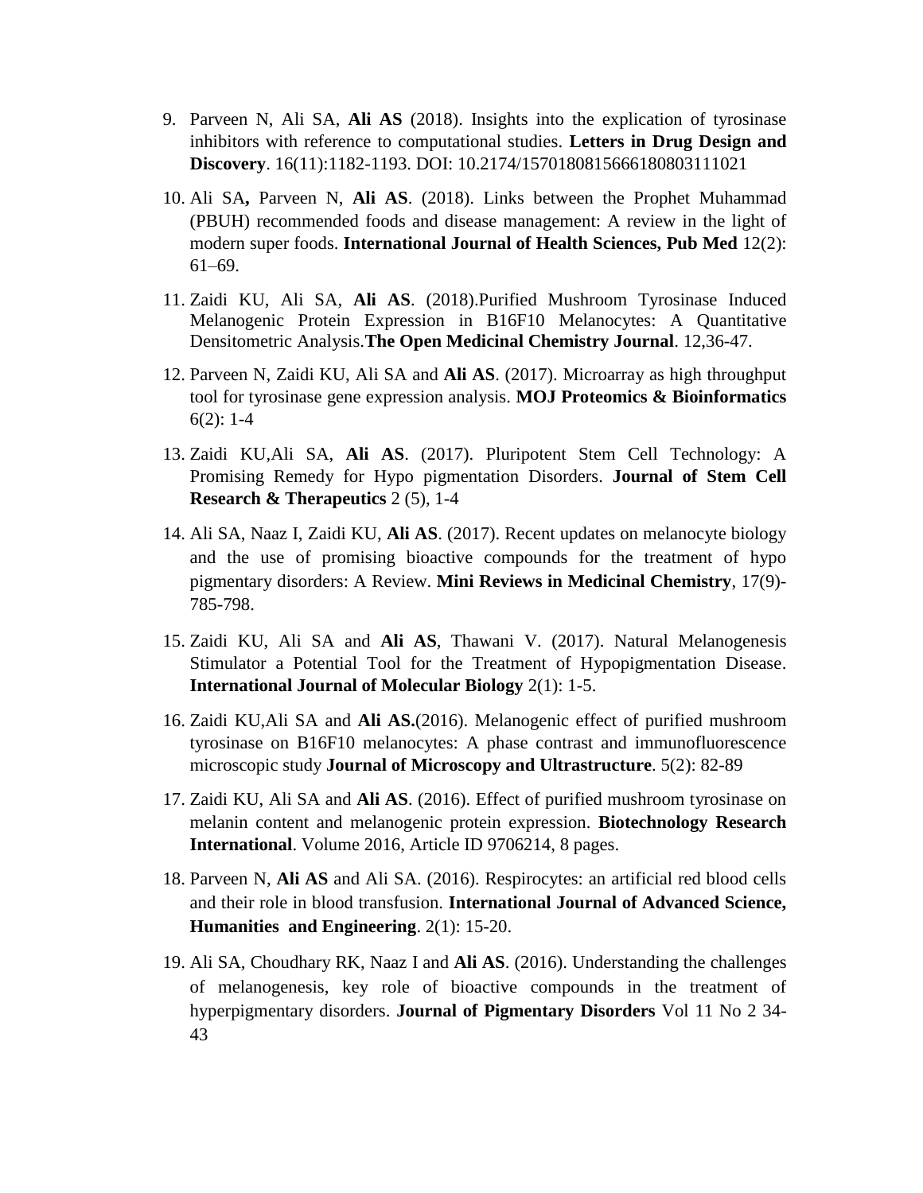9. Parveen N, Ali SA, **Ali AS** (2018). Insights into the explication of tyrosinase inhibitors with reference to computational studies. **Letters in Drug Design and Discovery**. 16(11):1182-1193. DOI: 10.2174/1570180815666180803111021

10. Ali SA**,** Parveen N, **Ali AS**. (2018). Links between the Prophet Muhammad (PBUH) recommended foods and disease management: A review in the light of modern super foods. **International Journal of Health Sciences, Pub Med** 12(2): 61–69.

11. Zaidi KU, Ali SA, **Ali AS**. (2018).Purified Mushroom Tyrosinase Induced Melanogenic Protein Expression in B16F10 Melanocytes: A Quantitative Densitometric Analysis.**The Open Medicinal Chemistry Journal**. 12,36-47.

12. Parveen N, Zaidi KU, Ali SA and **Ali AS**. (2017). Microarray as high throughput tool for tyrosinase gene expression analysis. **MOJ Proteomics & Bioinformatics** 6(2): 1-4

13. Zaidi KU,Ali SA, **Ali AS**. (2017). Pluripotent Stem Cell Technology: A Promising Remedy for Hypo pigmentation Disorders. **Journal of Stem Cell Research & Therapeutics** 2 (5), 1-4

14. Ali SA, Naaz I, Zaidi KU, **Ali AS**. (2017). Recent updates on melanocyte biology and the use of promising bioactive compounds for the treatment of hypo pigmentary disorders: A Review. **Mini Reviews in Medicinal Chemistry**, 17(9)-785-798.

15. Zaidi KU, Ali SA and **Ali AS**, Thawani V. (2017). Natural Melanogenesis Stimulator a Potential Tool for the Treatment of Hypopigmentation Disease. **International Journal of Molecular Biology** 2(1): 1-5.

16. Zaidi KU,Ali SA and **Ali AS.**(2016). Melanogenic effect of purified mushroom tyrosinase on B16F10 melanocytes: A phase contrast and immunofluorescence microscopic study **Journal of Microscopy and Ultrastructure**. 5(2): 82-89

17. Zaidi KU, Ali SA and **Ali AS**. (2016). Effect of purified mushroom tyrosinase on melanin content and melanogenic protein expression. **Biotechnology Research International**. Volume 2016, Article ID 9706214, 8 pages.

18. Parveen N, **Ali AS** and Ali SA. (2016). Respirocytes: an artificial red blood cells and their role in blood transfusion. **International Journal of Advanced Science, Humanities and Engineering**. 2(1): 15-20.

19. Ali SA, Choudhary RK, Naaz I and **Ali AS**. (2016). Understanding the challenges of melanogenesis, key role of bioactive compounds in the treatment of hyperpigmentary disorders. **Journal of Pigmentary Disorders** Vol 11 No 2 34-43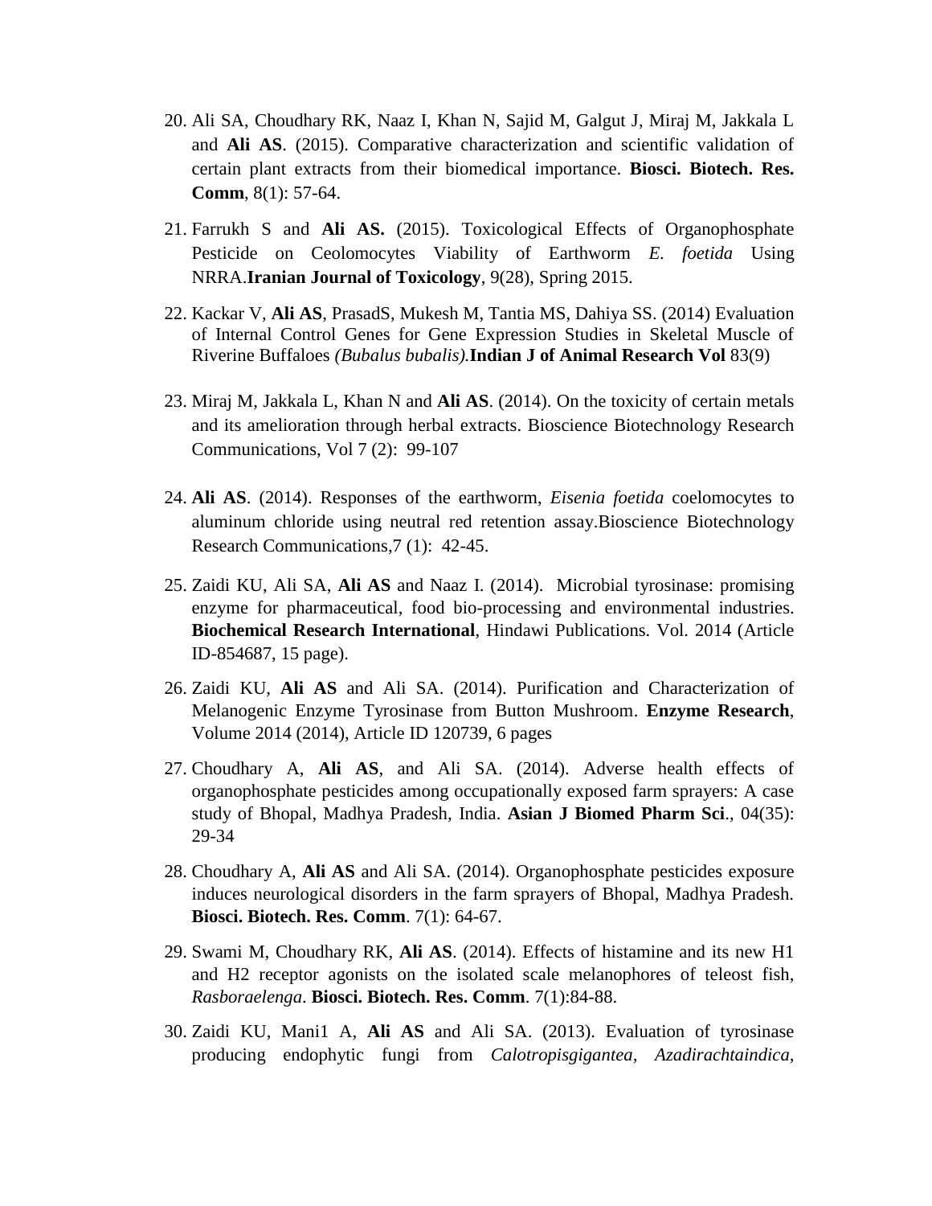20. Ali SA, Choudhary RK, Naaz I, Khan N, Sajid M, Galgut J, Miraj M, Jakkala L and **Ali AS**. (2015). Comparative characterization and scientific validation of certain plant extracts from their biomedical importance. **Biosci. Biotech. Res. Comm**, 8(1): 57-64.

21. Farrukh S and **Ali AS.** (2015). Toxicological Effects of Organophosphate Pesticide on Ceolomocytes Viability of Earthworm *E. foetida* Using NRRA.**Iranian Journal of Toxicology**, 9(28), Spring 2015.

22. Kackar V, **Ali AS**, PrasadS, Mukesh M, Tantia MS, Dahiya SS. (2014) Evaluation of Internal Control Genes for Gene Expression Studies in Skeletal Muscle of Riverine Buffaloes *(Bubalus bubalis).***Indian J of Animal Research Vol** 83(9)

23. Miraj M, Jakkala L, Khan N and **Ali AS**. (2014). On the toxicity of certain metals and its amelioration through herbal extracts. Bioscience Biotechnology Research Communications, Vol 7 (2): 99-107

24. **Ali AS**. (2014). Responses of the earthworm, *Eisenia foetida* coelomocytes to aluminum chloride using neutral red retention assay.Bioscience Biotechnology Research Communications,7 (1): 42-45.

25. Zaidi KU, Ali SA, **Ali AS** and Naaz I. (2014). Microbial tyrosinase: promising enzyme for pharmaceutical, food bio-processing and environmental industries. **Biochemical Research International**, Hindawi Publications. Vol. 2014 (Article ID-854687, 15 page).

26. Zaidi KU, **Ali AS** and Ali SA. (2014). Purification and Characterization of Melanogenic Enzyme Tyrosinase from Button Mushroom. **Enzyme Research**, Volume 2014 (2014), Article ID 120739, 6 pages

27. Choudhary A, **Ali AS**, and Ali SA. (2014). Adverse health effects of organophosphate pesticides among occupationally exposed farm sprayers: A case study of Bhopal, Madhya Pradesh, India. **Asian J Biomed Pharm Sci**., 04(35): 29-34

28. Choudhary A, **Ali AS** and Ali SA. (2014). Organophosphate pesticides exposure induces neurological disorders in the farm sprayers of Bhopal, Madhya Pradesh. **Biosci. Biotech. Res. Comm**. 7(1): 64-67.

29. Swami M, Choudhary RK, **Ali AS**. (2014). Effects of histamine and its new H1 and H2 receptor agonists on the isolated scale melanophores of teleost fish, *Rasboraelenga*. **Biosci. Biotech. Res. Comm**. 7(1):84-88.

30. Zaidi KU, Mani1 A, **Ali AS** and Ali SA. (2013). Evaluation of tyrosinase producing endophytic fungi from *Calotropisgigantea, Azadirachtaindica,*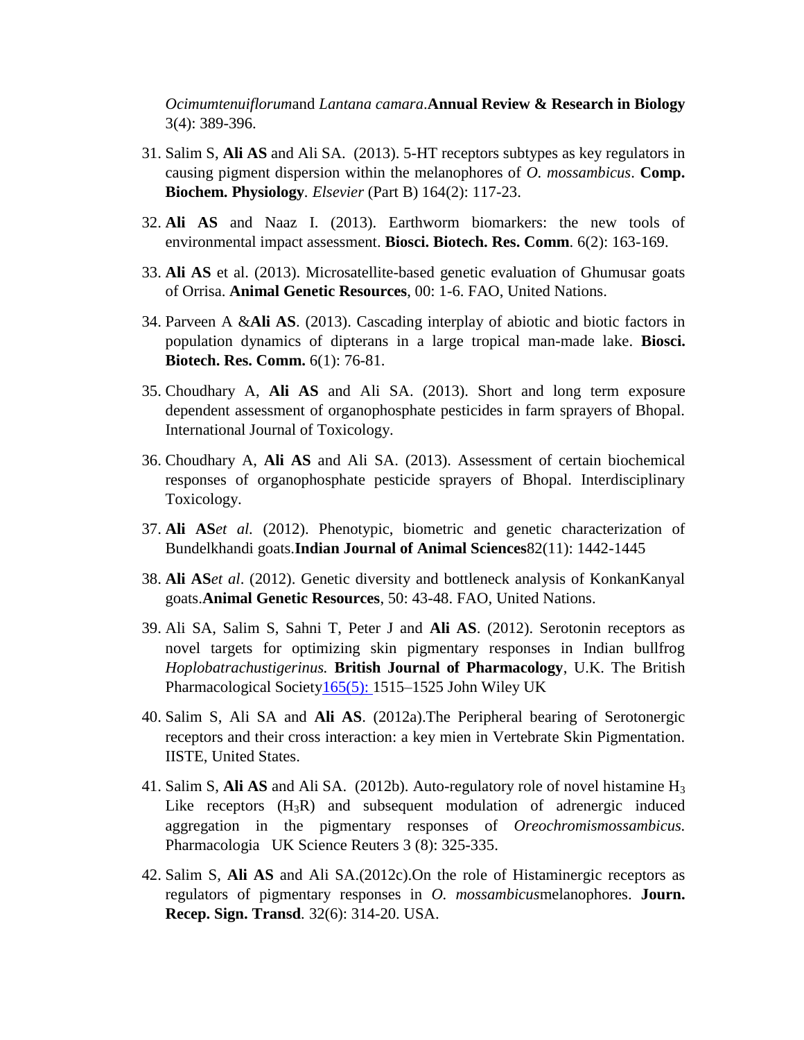*Ocimumtenuiflorum*and *Lantana camara*.**Annual Review & Research in Biology** 3(4): 389-396.

31. Salim S, **Ali AS** and Ali SA. (2013). 5-HT receptors subtypes as key regulators in causing pigment dispersion within the melanophores of *O. mossambicus*. **Comp. Biochem. Physiology**. *Elsevier* (Part B) 164(2): 117-23.
32. **Ali AS** and Naaz I. (2013). Earthworm biomarkers: the new tools of environmental impact assessment. **Biosci. Biotech. Res. Comm**. 6(2): 163-169.
33. **Ali AS** et al. (2013). Microsatellite-based genetic evaluation of Ghumusar goats of Orrisa. **Animal Genetic Resources**, 00: 1-6. FAO, United Nations.
34. Parveen A &**Ali AS**. (2013). Cascading interplay of abiotic and biotic factors in population dynamics of dipterans in a large tropical man-made lake. **Biosci. Biotech. Res. Comm.** 6(1): 76-81.
35. Choudhary A, **Ali AS** and Ali SA. (2013). Short and long term exposure dependent assessment of organophosphate pesticides in farm sprayers of Bhopal. International Journal of Toxicology.
36. Choudhary A, **Ali AS** and Ali SA. (2013). Assessment of certain biochemical responses of organophosphate pesticide sprayers of Bhopal. Interdisciplinary Toxicology.
37. **Ali AS***et al.* (2012). Phenotypic, biometric and genetic characterization of Bundelkhandi goats.**Indian Journal of Animal Sciences**82(11): 1442-1445
38. **Ali AS***et al*. (2012). Genetic diversity and bottleneck analysis of KonkanKanyal goats.**Animal Genetic Resources**, 50: 43-48. FAO, United Nations.
39. Ali SA, Salim S, Sahni T, Peter J and **Ali AS**. (2012). Serotonin receptors as novel targets for optimizing skin pigmentary responses in Indian bullfrog *Hoplobatrachustigerinus.* **British Journal of Pharmacology**, U.K. The British Pharmacological Society165(5): 1515–1525 John Wiley UK
40. Salim S, Ali SA and **Ali AS**. (2012a).The Peripheral bearing of Serotonergic receptors and their cross interaction: a key mien in Vertebrate Skin Pigmentation. IISTE, United States.
41. Salim S, **Ali AS** and Ali SA. (2012b). Auto-regulatory role of novel histamine $H_3$ Like receptors ($H_3R$) and subsequent modulation of adrenergic induced aggregation in the pigmentary responses of *Oreochromismossambicus.* Pharmacologia UK Science Reuters 3 (8): 325-335.
42. Salim S, **Ali AS** and Ali SA.(2012c).On the role of Histaminergic receptors as regulators of pigmentary responses in *O. mossambicus*melanophores. **Journ. Recep. Sign. Transd**. 32(6): 314-20. USA.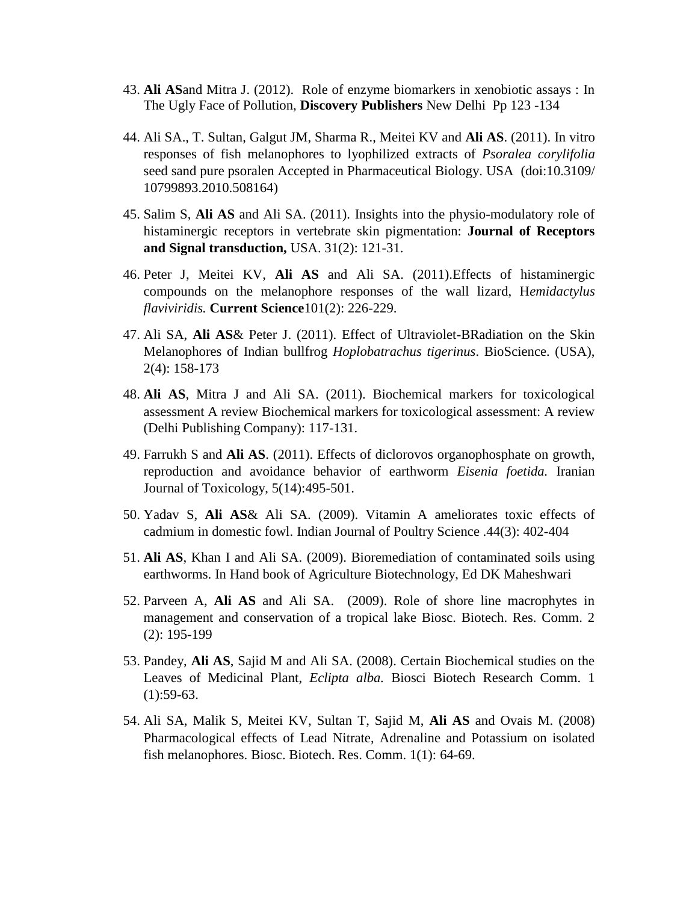43. **Ali AS**and Mitra J. (2012). Role of enzyme biomarkers in xenobiotic assays : In The Ugly Face of Pollution, **Discovery Publishers** New Delhi Pp 123 -134

44. Ali SA., T. Sultan, Galgut JM, Sharma R., Meitei KV and **Ali AS**. (2011). In vitro responses of fish melanophores to lyophilized extracts of *Psoralea corylifolia* seed sand pure psoralen Accepted in Pharmaceutical Biology. USA (doi:10.3109/ 10799893.2010.508164)

45. Salim S, **Ali AS** and Ali SA. (2011). Insights into the physio-modulatory role of histaminergic receptors in vertebrate skin pigmentation: **Journal of Receptors and Signal transduction,** USA. 31(2): 121-31.

46. Peter J, Meitei KV, **Ali AS** and Ali SA. (2011).Effects of histaminergic compounds on the melanophore responses of the wall lizard, H*emidactylus flaviviridis.* **Current Science**101(2): 226-229.

47. Ali SA, **Ali AS**& Peter J. (2011). Effect of Ultraviolet-BRadiation on the Skin Melanophores of Indian bullfrog *Hoplobatrachus tigerinus*. BioScience. (USA), 2(4): 158-173

48. **Ali AS**, Mitra J and Ali SA. (2011). Biochemical markers for toxicological assessment A review Biochemical markers for toxicological assessment: A review (Delhi Publishing Company): 117-131.

49. Farrukh S and **Ali AS**. (2011). Effects of diclorovos organophosphate on growth, reproduction and avoidance behavior of earthworm *Eisenia foetida.* Iranian Journal of Toxicology, 5(14):495-501.

50. Yadav S, **Ali AS**& Ali SA. (2009). Vitamin A ameliorates toxic effects of cadmium in domestic fowl. Indian Journal of Poultry Science .44(3): 402-404

51. **Ali AS**, Khan I and Ali SA. (2009). Bioremediation of contaminated soils using earthworms. In Hand book of Agriculture Biotechnology, Ed DK Maheshwari

52. Parveen A, **Ali AS** and Ali SA. (2009). Role of shore line macrophytes in management and conservation of a tropical lake Biosc. Biotech. Res. Comm. 2 (2): 195-199

53. Pandey, **Ali AS**, Sajid M and Ali SA. (2008). Certain Biochemical studies on the Leaves of Medicinal Plant, *Eclipta alba.* Biosci Biotech Research Comm. 1 (1):59-63.

54. Ali SA, Malik S, Meitei KV, Sultan T, Sajid M, **Ali AS** and Ovais M. (2008) Pharmacological effects of Lead Nitrate, Adrenaline and Potassium on isolated fish melanophores. Biosc. Biotech. Res. Comm. 1(1): 64-69.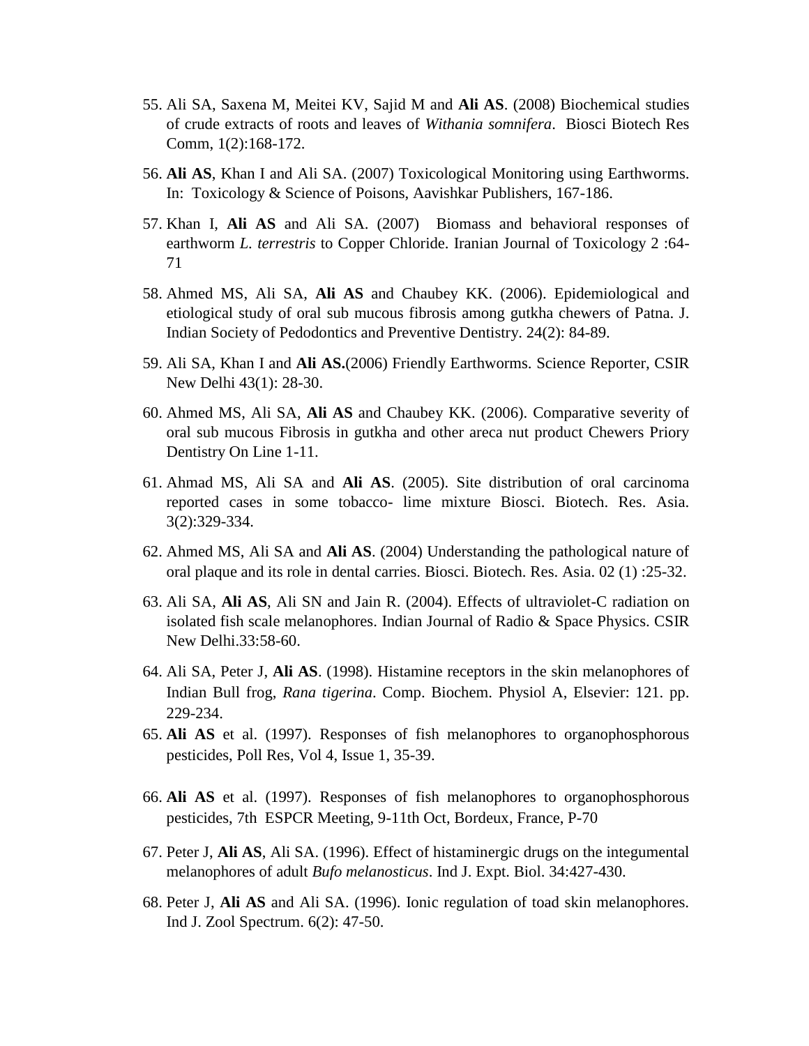55. Ali SA, Saxena M, Meitei KV, Sajid M and **Ali AS**. (2008) Biochemical studies of crude extracts of roots and leaves of *Withania somnifera*. Biosci Biotech Res Comm, 1(2):168-172.

56. **Ali AS**, Khan I and Ali SA. (2007) Toxicological Monitoring using Earthworms. In: Toxicology & Science of Poisons, Aavishkar Publishers, 167-186.

57. Khan I, **Ali AS** and Ali SA. (2007) Biomass and behavioral responses of earthworm *L. terrestris* to Copper Chloride. Iranian Journal of Toxicology 2 :64-71

58. Ahmed MS, Ali SA, **Ali AS** and Chaubey KK. (2006). Epidemiological and etiological study of oral sub mucous fibrosis among gutkha chewers of Patna. J. Indian Society of Pedodontics and Preventive Dentistry. 24(2): 84-89.

59. Ali SA, Khan I and **Ali AS.**(2006) Friendly Earthworms. Science Reporter, CSIR New Delhi 43(1): 28-30.

60. Ahmed MS, Ali SA, **Ali AS** and Chaubey KK. (2006). Comparative severity of oral sub mucous Fibrosis in gutkha and other areca nut product Chewers Priory Dentistry On Line 1-11.

61. Ahmad MS, Ali SA and **Ali AS**. (2005). Site distribution of oral carcinoma reported cases in some tobacco- lime mixture Biosci. Biotech. Res. Asia. 3(2):329-334.

62. Ahmed MS, Ali SA and **Ali AS**. (2004) Understanding the pathological nature of oral plaque and its role in dental carries. Biosci. Biotech. Res. Asia. 02 (1) :25-32.

63. Ali SA, **Ali AS**, Ali SN and Jain R. (2004). Effects of ultraviolet-C radiation on isolated fish scale melanophores. Indian Journal of Radio & Space Physics. CSIR New Delhi.33:58-60.

64. Ali SA, Peter J, **Ali AS**. (1998). Histamine receptors in the skin melanophores of Indian Bull frog, *Rana tigerina*. Comp. Biochem. Physiol A, Elsevier: 121. pp. 229-234.

65. **Ali AS** et al. (1997). Responses of fish melanophores to organophosphorous pesticides, Poll Res, Vol 4, Issue 1, 35-39.

66. **Ali AS** et al. (1997). Responses of fish melanophores to organophosphorous pesticides, 7th ESPCR Meeting, 9-11th Oct, Bordeux, France, P-70

67. Peter J, **Ali AS**, Ali SA. (1996). Effect of histaminergic drugs on the integumental melanophores of adult *Bufo melanosticus*. Ind J. Expt. Biol. 34:427-430.

68. Peter J, **Ali AS** and Ali SA. (1996). Ionic regulation of toad skin melanophores. Ind J. Zool Spectrum. 6(2): 47-50.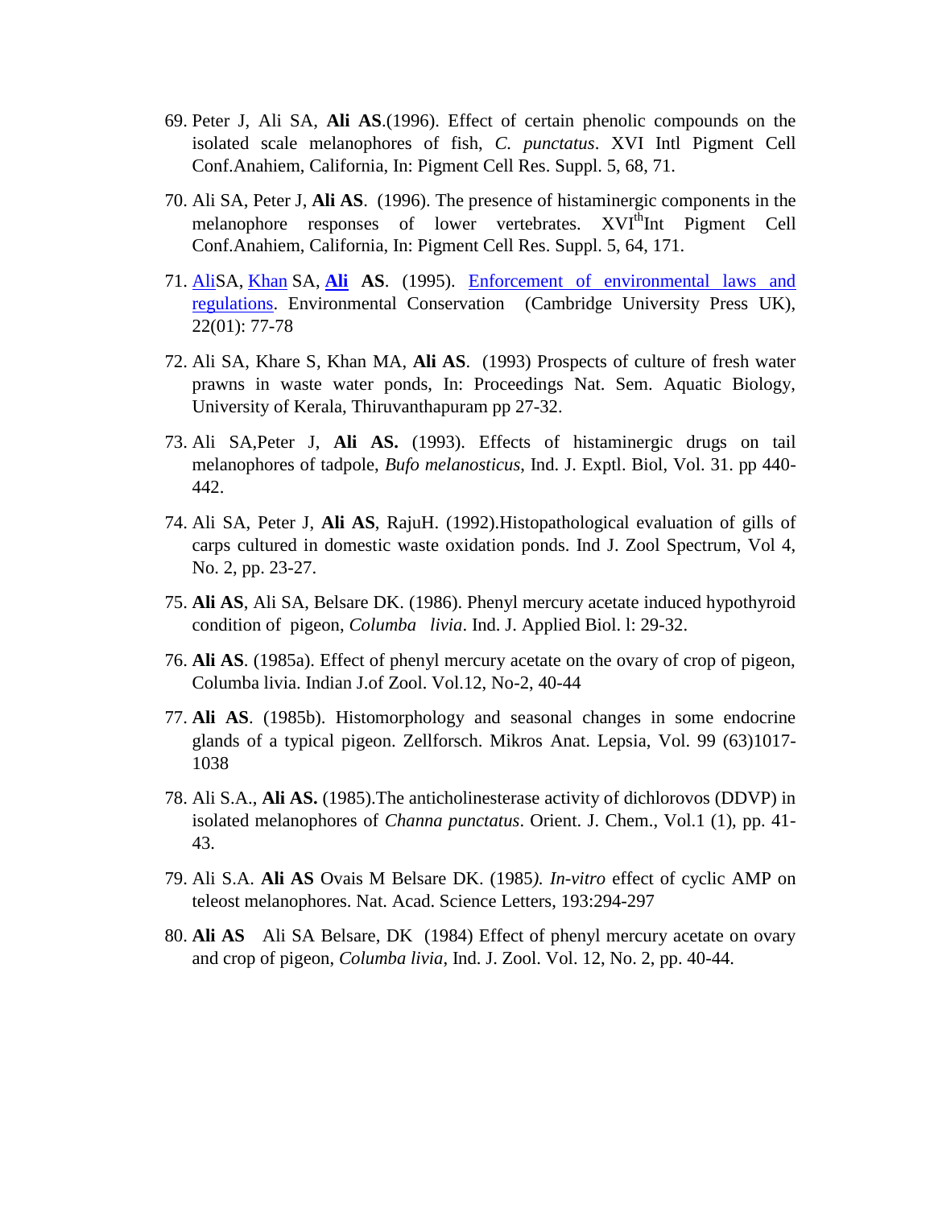69. Peter J, Ali SA, **Ali AS**.(1996). Effect of certain phenolic compounds on the isolated scale melanophores of fish, *C. punctatus*. XVI Intl Pigment Cell Conf.Anahiem, California, In: Pigment Cell Res. Suppl. 5, 68, 71.

70. Ali SA, Peter J, **Ali AS**. (1996). The presence of histaminergic components in the melanophore responses of lower vertebrates. XVI$^{th}$Int Pigment Cell Conf.Anahiem, California, In: Pigment Cell Res. Suppl. 5, 64, 171.

71. AliSA, Khan SA, **Ali** AS. (1995). Enforcement of environmental laws and regulations. Environmental Conservation (Cambridge University Press UK), 22(01): 77-78

72. Ali SA, Khare S, Khan MA, **Ali AS**. (1993) Prospects of culture of fresh water prawns in waste water ponds, In: Proceedings Nat. Sem. Aquatic Biology, University of Kerala, Thiruvanthapuram pp 27-32.

73. Ali SA,Peter J, **Ali AS.** (1993). Effects of histaminergic drugs on tail melanophores of tadpole, *Bufo melanosticus*, Ind. J. Exptl. Biol, Vol. 31. pp 440-442.

74. Ali SA, Peter J, **Ali AS**, RajuH. (1992).Histopathological evaluation of gills of carps cultured in domestic waste oxidation ponds. Ind J. Zool Spectrum, Vol 4, No. 2, pp. 23-27.

75. **Ali AS**, Ali SA, Belsare DK. (1986). Phenyl mercury acetate induced hypothyroid condition of pigeon, *Columba livia*. Ind. J. Applied Biol. l: 29-32.

76. **Ali AS**. (1985a). Effect of phenyl mercury acetate on the ovary of crop of pigeon, Columba livia. Indian J.of Zool. Vol.12, No-2, 40-44

77. **Ali AS**. (1985b). Histomorphology and seasonal changes in some endocrine glands of a typical pigeon. Zellforsch. Mikros Anat. Lepsia, Vol. 99 (63)1017-1038

78. Ali S.A., **Ali AS.** (1985).The anticholinesterase activity of dichlorovos (DDVP) in isolated melanophores of *Channa punctatus*. Orient. J. Chem., Vol.1 (1), pp. 41-43.

79. Ali S.A. **Ali AS** Ovais M Belsare DK. (1985*). In-vitro* effect of cyclic AMP on teleost melanophores. Nat. Acad. Science Letters, 193:294-297

80. **Ali AS** Ali SA Belsare, DK (1984) Effect of phenyl mercury acetate on ovary and crop of pigeon, *Columba livia*, Ind. J. Zool. Vol. 12, No. 2, pp. 40-44.